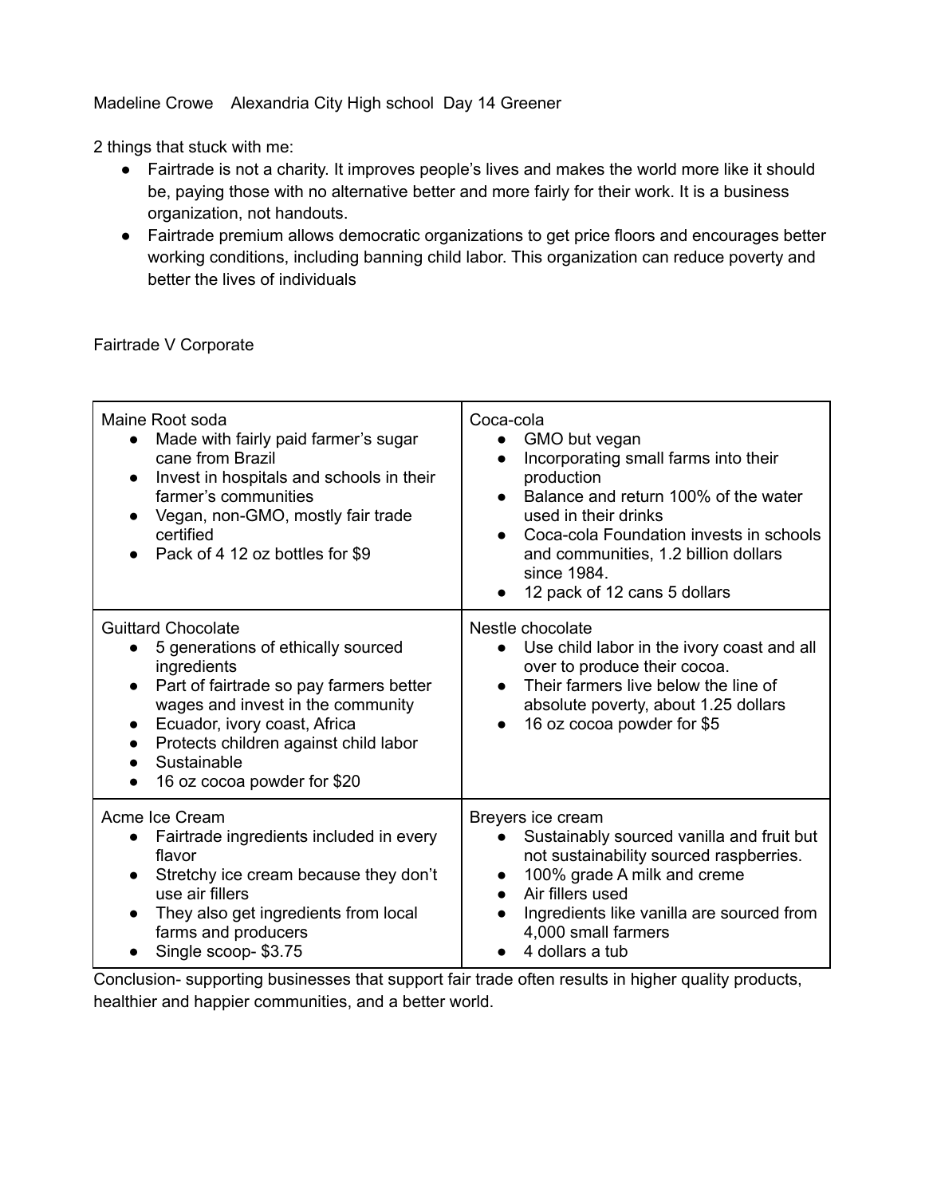Madeline Crowe    Alexandria City High school  Day 14 Greener

2 things that stuck with me:

- Fairtrade is not a charity. It improves people's lives and makes the world more like it should be, paying those with no alternative better and more fairly for their work. It is a business organization, not handouts.
- Fairtrade premium allows democratic organizations to get price floors and encourages better working conditions, including banning child labor. This organization can reduce poverty and better the lives of individuals

Fairtrade V Corporate

| | |
|---|---|
| Maine Root soda<br>● Made with fairly paid farmer's sugar cane from Brazil<br>● Invest in hospitals and schools in their farmer's communities<br>● Vegan, non-GMO, mostly fair trade certified<br>● Pack of 4 12 oz bottles for $9 | Coca-cola<br>● GMO but vegan<br>● Incorporating small farms into their production<br>● Balance and return 100% of the water used in their drinks<br>● Coca-cola Foundation invests in schools and communities, 1.2 billion dollars since 1984.<br>● 12 pack of 12 cans 5 dollars |
| Guittard Chocolate<br>● 5 generations of ethically sourced ingredients<br>● Part of fairtrade so pay farmers better wages and invest in the community<br>● Ecuador, ivory coast, Africa<br>● Protects children against child labor<br>● Sustainable<br>● 16 oz cocoa powder for $20 | Nestle chocolate<br>● Use child labor in the ivory coast and all over to produce their cocoa.<br>● Their farmers live below the line of absolute poverty, about 1.25 dollars<br>● 16 oz cocoa powder for $5 |
| Acme Ice Cream<br>● Fairtrade ingredients included in every flavor<br>● Stretchy ice cream because they don't use air fillers<br>● They also get ingredients from local farms and producers<br>● Single scoop- $3.75 | Breyers ice cream<br>● Sustainably sourced vanilla and fruit but not sustainability sourced raspberries.<br>● 100% grade A milk and creme<br>● Air fillers used<br>● Ingredients like vanilla are sourced from 4,000 small farmers<br>● 4 dollars a tub |

Conclusion- supporting businesses that support fair trade often results in higher quality products, healthier and happier communities, and a better world.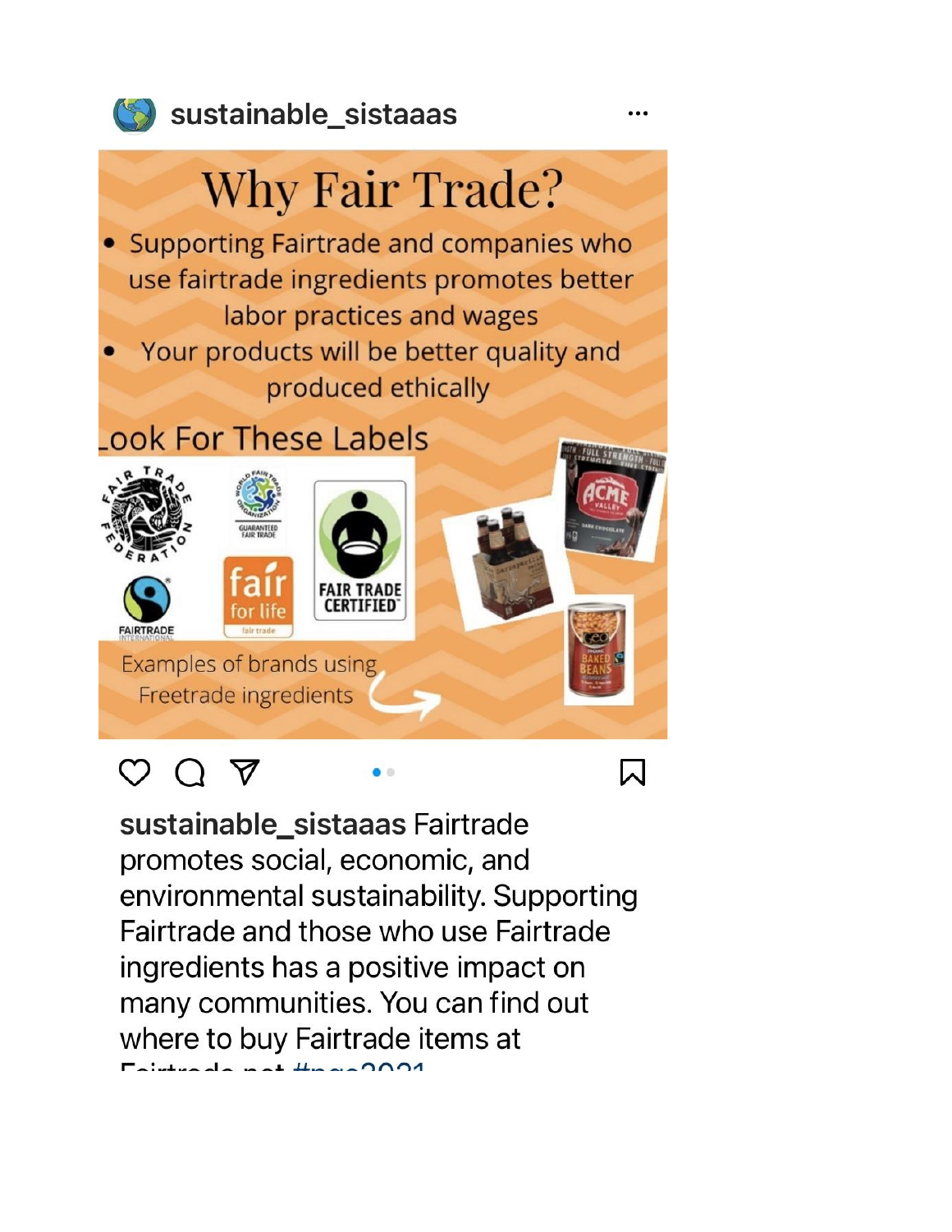sustainable_sistaaas

# Why Fair Trade?

- Supporting Fairtrade and companies who use fairtrade ingredients promotes better labor practices and wages
- Your products will be better quality and produced ethically

Look For These Labels

FAIR TRADE FEDERATION

WORLD FAIR TRADE ORGANIZATION GUARANTEED FAIR TRADE

FAIR TRADE CERTIFIED

FAIRTRADE INTERNATIONAL

fair for life fair trade

Examples of brands using Freetrade ingredients

**sustainable_sistaaas** Fairtrade promotes social, economic, and environmental sustainability. Supporting Fairtrade and those who use Fairtrade ingredients has a positive impact on many communities. You can find out where to buy Fairtrade items at Fairtrade.net #ngc2021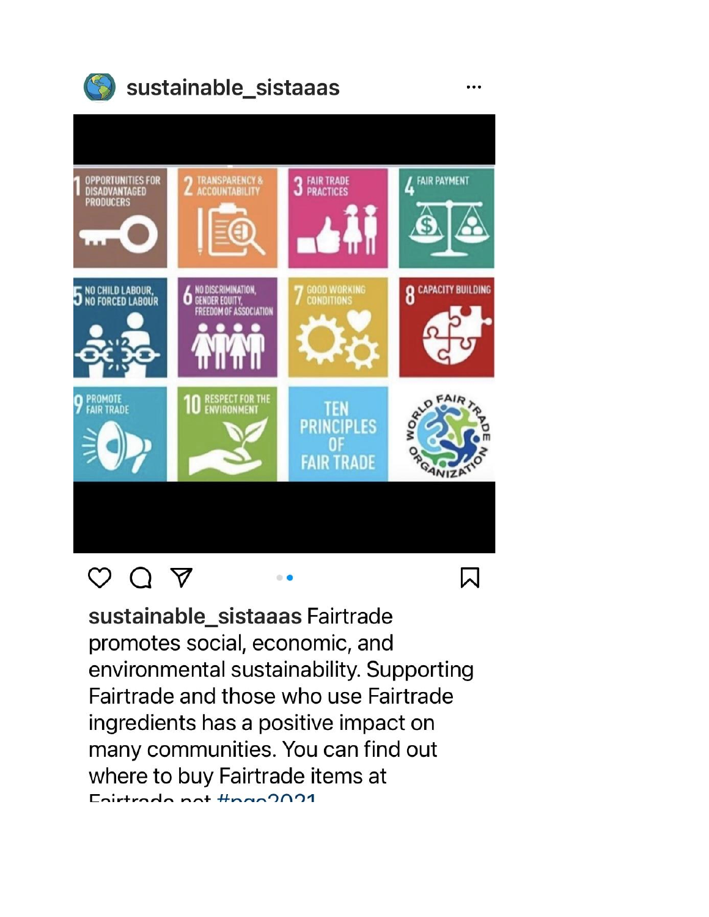sustainable_sistaaas

1 OPPORTUNITIES FOR DISADVANTAGED PRODUCERS

2 TRANSPARENCY & ACCOUNTABILITY

3 FAIR TRADE PRACTICES

4 FAIR PAYMENT

5 NO CHILD LABOUR, NO FORCED LABOUR

6 NO DISCRIMINATION, GENDER EQUITY, FREEDOM OF ASSOCIATION

7 GOOD WORKING CONDITIONS

8 CAPACITY BUILDING

9 PROMOTE FAIR TRADE

10 RESPECT FOR THE ENVIRONMENT

TEN PRINCIPLES OF FAIR TRADE

WORLD FAIR TRADE ORGANIZATION

**sustainable_sistaaas** Fairtrade promotes social, economic, and environmental sustainability. Supporting Fairtrade and those who use Fairtrade ingredients has a positive impact on many communities. You can find out where to buy Fairtrade items at Fairtrade.net #pge2021